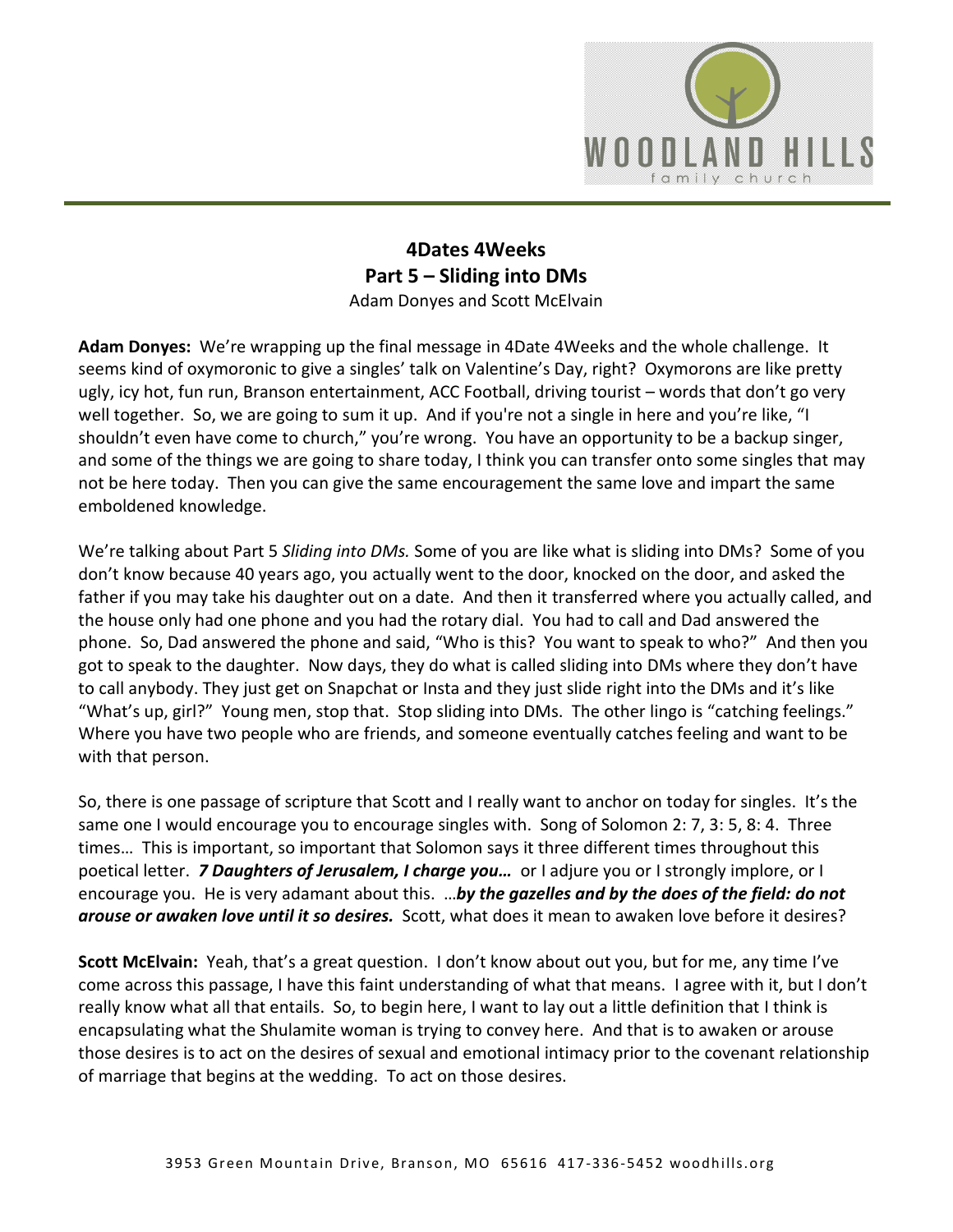**4Dates 4Weeks**
**Part 5 – Sliding into DMs**
Adam Donyes and Scott McElvain

**Adam Donyes:** We're wrapping up the final message in 4Date 4Weeks and the whole challenge. It seems kind of oxymoronic to give a singles' talk on Valentine's Day, right? Oxymorons are like pretty ugly, icy hot, fun run, Branson entertainment, ACC Football, driving tourist – words that don't go very well together. So, we are going to sum it up. And if you're not a single in here and you're like, "I shouldn't even have come to church," you're wrong. You have an opportunity to be a backup singer, and some of the things we are going to share today, I think you can transfer onto some singles that may not be here today. Then you can give the same encouragement the same love and impart the same emboldened knowledge.

We're talking about Part 5 *Sliding into DMs.* Some of you are like what is sliding into DMs? Some of you don't know because 40 years ago, you actually went to the door, knocked on the door, and asked the father if you may take his daughter out on a date. And then it transferred where you actually called, and the house only had one phone and you had the rotary dial. You had to call and Dad answered the phone. So, Dad answered the phone and said, "Who is this? You want to speak to who?" And then you got to speak to the daughter. Now days, they do what is called sliding into DMs where they don't have to call anybody. They just get on Snapchat or Insta and they just slide right into the DMs and it's like "What's up, girl?" Young men, stop that. Stop sliding into DMs. The other lingo is "catching feelings." Where you have two people who are friends, and someone eventually catches feeling and want to be with that person.

So, there is one passage of scripture that Scott and I really want to anchor on today for singles. It's the same one I would encourage you to encourage singles with. Song of Solomon 2: 7, 3: 5, 8: 4. Three times… This is important, so important that Solomon says it three different times throughout this poetical letter. ***7 Daughters of Jerusalem, I charge you…*** or I adjure you or I strongly implore, or I encourage you. He is very adamant about this. …***by the gazelles and by the does of the field: do not arouse or awaken love until it so desires.*** Scott, what does it mean to awaken love before it desires?

**Scott McElvain:** Yeah, that's a great question. I don't know about out you, but for me, any time I've come across this passage, I have this faint understanding of what that means. I agree with it, but I don't really know what all that entails. So, to begin here, I want to lay out a little definition that I think is encapsulating what the Shulamite woman is trying to convey here. And that is to awaken or arouse those desires is to act on the desires of sexual and emotional intimacy prior to the covenant relationship of marriage that begins at the wedding. To act on those desires.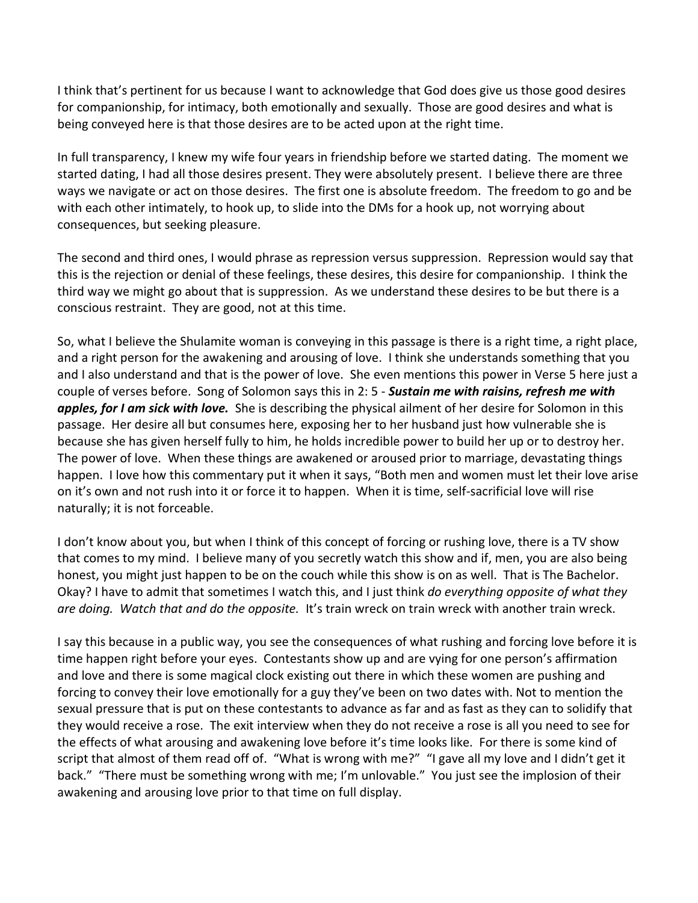I think that's pertinent for us because I want to acknowledge that God does give us those good desires for companionship, for intimacy, both emotionally and sexually. Those are good desires and what is being conveyed here is that those desires are to be acted upon at the right time.

In full transparency, I knew my wife four years in friendship before we started dating. The moment we started dating, I had all those desires present. They were absolutely present. I believe there are three ways we navigate or act on those desires. The first one is absolute freedom. The freedom to go and be with each other intimately, to hook up, to slide into the DMs for a hook up, not worrying about consequences, but seeking pleasure.

The second and third ones, I would phrase as repression versus suppression. Repression would say that this is the rejection or denial of these feelings, these desires, this desire for companionship. I think the third way we might go about that is suppression. As we understand these desires to be but there is a conscious restraint. They are good, not at this time.

So, what I believe the Shulamite woman is conveying in this passage is there is a right time, a right place, and a right person for the awakening and arousing of love. I think she understands something that you and I also understand and that is the power of love. She even mentions this power in Verse 5 here just a couple of verses before. Song of Solomon says this in 2: 5 - ***Sustain me with raisins, refresh me with apples, for I am sick with love.*** She is describing the physical ailment of her desire for Solomon in this passage. Her desire all but consumes here, exposing her to her husband just how vulnerable she is because she has given herself fully to him, he holds incredible power to build her up or to destroy her. The power of love. When these things are awakened or aroused prior to marriage, devastating things happen. I love how this commentary put it when it says, "Both men and women must let their love arise on it's own and not rush into it or force it to happen. When it is time, self-sacrificial love will rise naturally; it is not forceable.

I don't know about you, but when I think of this concept of forcing or rushing love, there is a TV show that comes to my mind. I believe many of you secretly watch this show and if, men, you are also being honest, you might just happen to be on the couch while this show is on as well. That is The Bachelor. Okay? I have to admit that sometimes I watch this, and I just think *do everything opposite of what they are doing. Watch that and do the opposite.* It's train wreck on train wreck with another train wreck.

I say this because in a public way, you see the consequences of what rushing and forcing love before it is time happen right before your eyes. Contestants show up and are vying for one person's affirmation and love and there is some magical clock existing out there in which these women are pushing and forcing to convey their love emotionally for a guy they've been on two dates with. Not to mention the sexual pressure that is put on these contestants to advance as far and as fast as they can to solidify that they would receive a rose. The exit interview when they do not receive a rose is all you need to see for the effects of what arousing and awakening love before it's time looks like. For there is some kind of script that almost of them read off of. "What is wrong with me?" "I gave all my love and I didn't get it back." "There must be something wrong with me; I'm unlovable." You just see the implosion of their awakening and arousing love prior to that time on full display.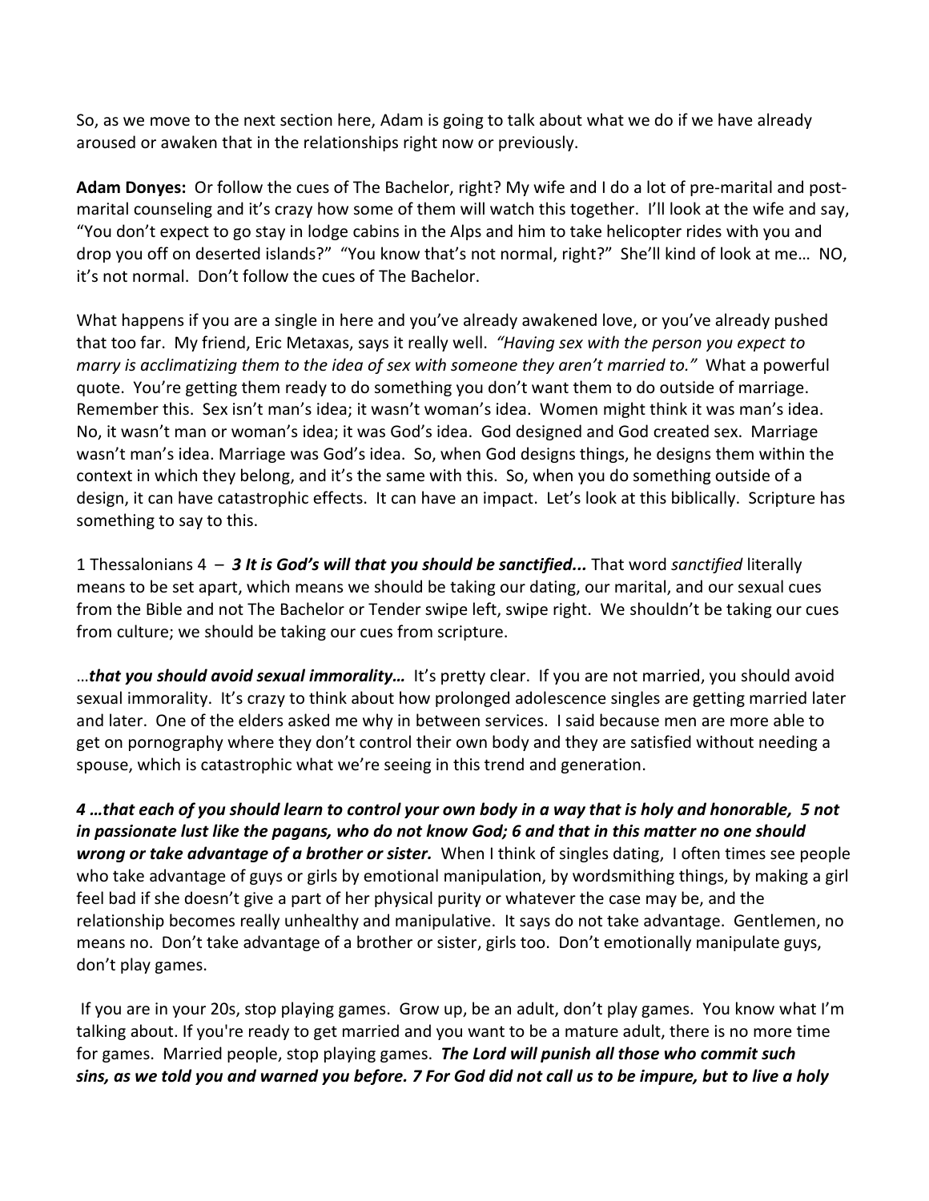So, as we move to the next section here, Adam is going to talk about what we do if we have already aroused or awaken that in the relationships right now or previously.

**Adam Donyes:** Or follow the cues of The Bachelor, right? My wife and I do a lot of pre-marital and post-marital counseling and it's crazy how some of them will watch this together. I'll look at the wife and say, "You don't expect to go stay in lodge cabins in the Alps and him to take helicopter rides with you and drop you off on deserted islands?" "You know that's not normal, right?" She'll kind of look at me… NO, it's not normal. Don't follow the cues of The Bachelor.

What happens if you are a single in here and you've already awakened love, or you've already pushed that too far. My friend, Eric Metaxas, says it really well. *"Having sex with the person you expect to marry is acclimatizing them to the idea of sex with someone they aren't married to."* What a powerful quote. You're getting them ready to do something you don't want them to do outside of marriage. Remember this. Sex isn't man's idea; it wasn't woman's idea. Women might think it was man's idea. No, it wasn't man or woman's idea; it was God's idea. God designed and God created sex. Marriage wasn't man's idea. Marriage was God's idea. So, when God designs things, he designs them within the context in which they belong, and it's the same with this. So, when you do something outside of a design, it can have catastrophic effects. It can have an impact. Let's look at this biblically. Scripture has something to say to this.

1 Thessalonians 4 – ***3 It is God's will that you should be sanctified...*** That word *sanctified* literally means to be set apart, which means we should be taking our dating, our marital, and our sexual cues from the Bible and not The Bachelor or Tender swipe left, swipe right. We shouldn't be taking our cues from culture; we should be taking our cues from scripture.

…***that you should avoid sexual immorality…*** It's pretty clear. If you are not married, you should avoid sexual immorality. It's crazy to think about how prolonged adolescence singles are getting married later and later. One of the elders asked me why in between services. I said because men are more able to get on pornography where they don't control their own body and they are satisfied without needing a spouse, which is catastrophic what we're seeing in this trend and generation.

***4 …that each of you should learn to control your own body in a way that is holy and honorable, 5 not in passionate lust like the pagans, who do not know God; 6 and that in this matter no one should wrong or take advantage of a brother or sister.*** When I think of singles dating, I often times see people who take advantage of guys or girls by emotional manipulation, by wordsmithing things, by making a girl feel bad if she doesn't give a part of her physical purity or whatever the case may be, and the relationship becomes really unhealthy and manipulative. It says do not take advantage. Gentlemen, no means no. Don't take advantage of a brother or sister, girls too. Don't emotionally manipulate guys, don't play games.

If you are in your 20s, stop playing games. Grow up, be an adult, don't play games. You know what I'm talking about. If you're ready to get married and you want to be a mature adult, there is no more time for games. Married people, stop playing games. ***The Lord will punish all those who commit such sins, as we told you and warned you before. 7 For God did not call us to be impure, but to live a holy***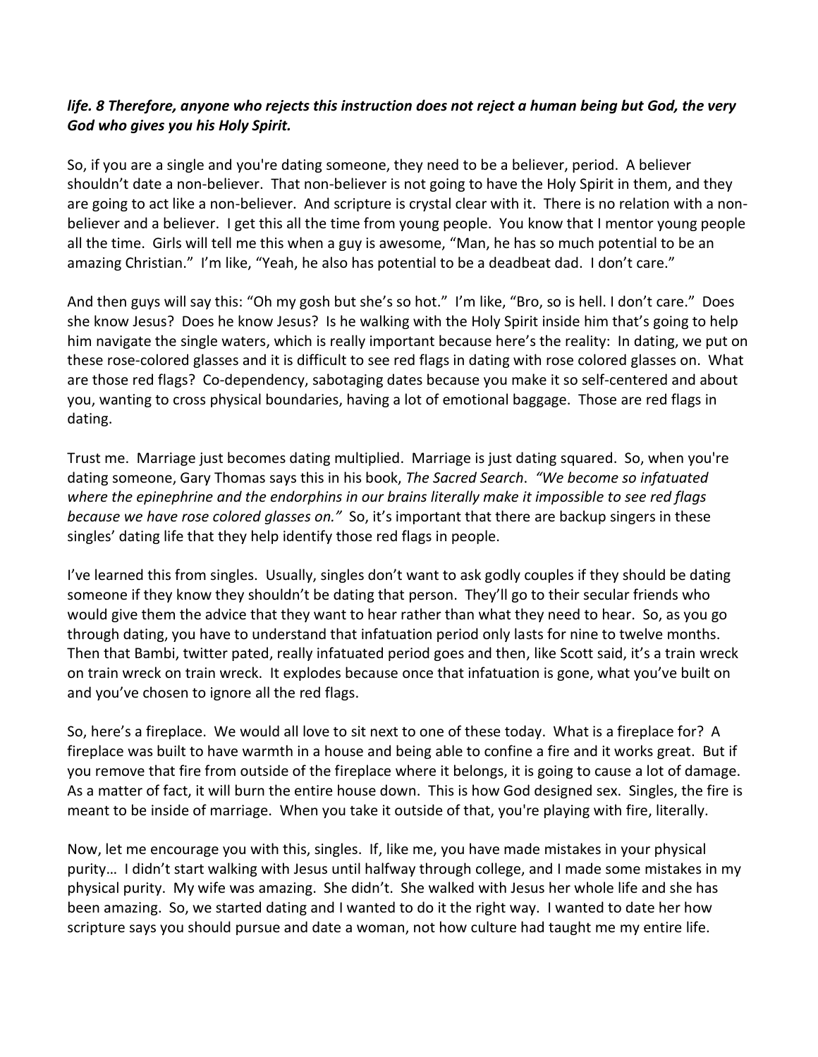***life. 8 Therefore, anyone who rejects this instruction does not reject a human being but God, the very God who gives you his Holy Spirit.***

So, if you are a single and you're dating someone, they need to be a believer, period. A believer shouldn't date a non-believer. That non-believer is not going to have the Holy Spirit in them, and they are going to act like a non-believer. And scripture is crystal clear with it. There is no relation with a non-believer and a believer. I get this all the time from young people. You know that I mentor young people all the time. Girls will tell me this when a guy is awesome, "Man, he has so much potential to be an amazing Christian." I'm like, "Yeah, he also has potential to be a deadbeat dad. I don't care."

And then guys will say this: "Oh my gosh but she's so hot." I'm like, "Bro, so is hell. I don't care." Does she know Jesus? Does he know Jesus? Is he walking with the Holy Spirit inside him that's going to help him navigate the single waters, which is really important because here's the reality: In dating, we put on these rose-colored glasses and it is difficult to see red flags in dating with rose colored glasses on. What are those red flags? Co-dependency, sabotaging dates because you make it so self-centered and about you, wanting to cross physical boundaries, having a lot of emotional baggage. Those are red flags in dating.

Trust me. Marriage just becomes dating multiplied. Marriage is just dating squared. So, when you're dating someone, Gary Thomas says this in his book, *The Sacred Search*. *"We become so infatuated where the epinephrine and the endorphins in our brains literally make it impossible to see red flags because we have rose colored glasses on."* So, it's important that there are backup singers in these singles' dating life that they help identify those red flags in people.

I've learned this from singles. Usually, singles don't want to ask godly couples if they should be dating someone if they know they shouldn't be dating that person. They'll go to their secular friends who would give them the advice that they want to hear rather than what they need to hear. So, as you go through dating, you have to understand that infatuation period only lasts for nine to twelve months. Then that Bambi, twitter pated, really infatuated period goes and then, like Scott said, it's a train wreck on train wreck on train wreck. It explodes because once that infatuation is gone, what you've built on and you've chosen to ignore all the red flags.

So, here's a fireplace. We would all love to sit next to one of these today. What is a fireplace for? A fireplace was built to have warmth in a house and being able to confine a fire and it works great. But if you remove that fire from outside of the fireplace where it belongs, it is going to cause a lot of damage. As a matter of fact, it will burn the entire house down. This is how God designed sex. Singles, the fire is meant to be inside of marriage. When you take it outside of that, you're playing with fire, literally.

Now, let me encourage you with this, singles. If, like me, you have made mistakes in your physical purity… I didn't start walking with Jesus until halfway through college, and I made some mistakes in my physical purity. My wife was amazing. She didn't. She walked with Jesus her whole life and she has been amazing. So, we started dating and I wanted to do it the right way. I wanted to date her how scripture says you should pursue and date a woman, not how culture had taught me my entire life.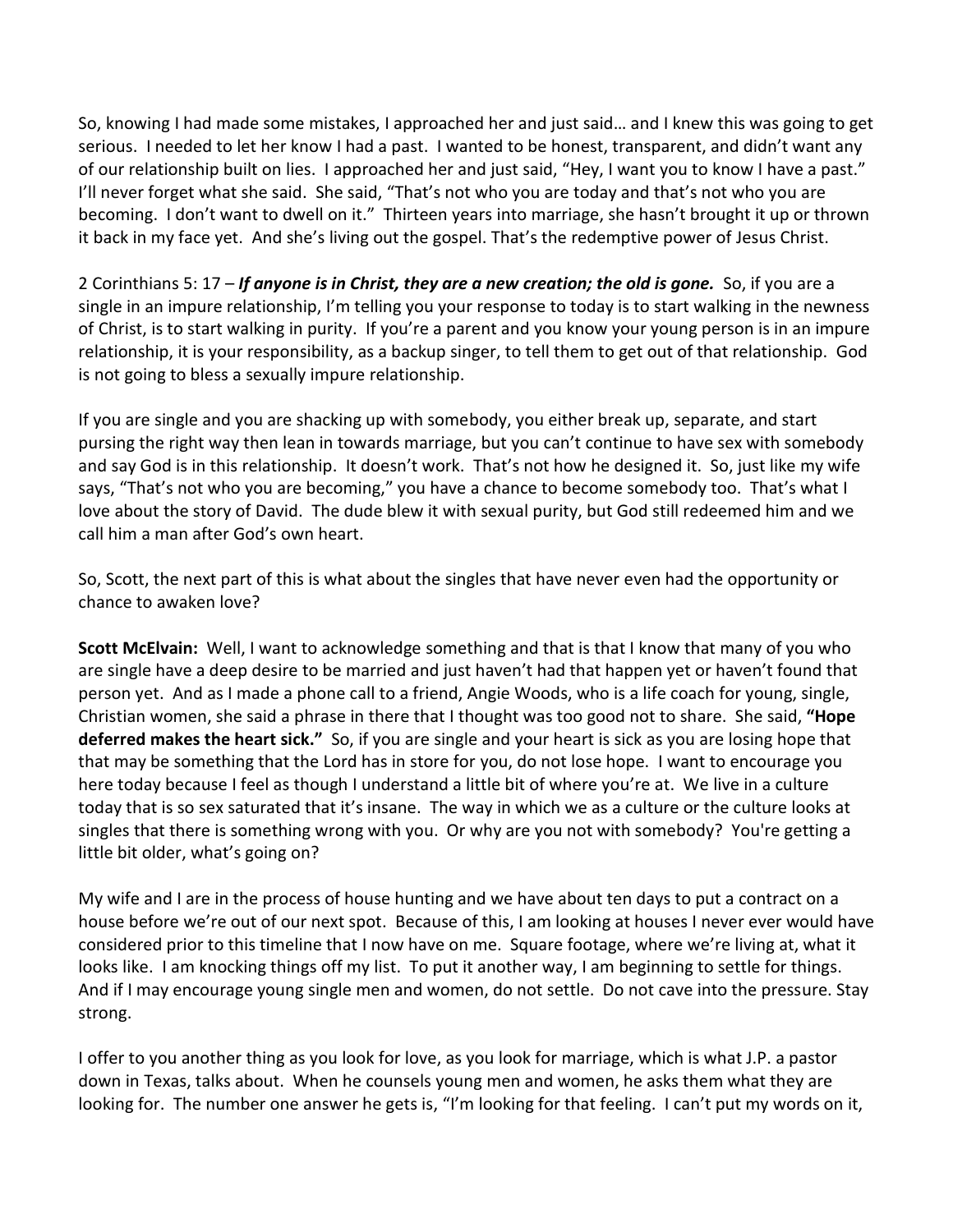So, knowing I had made some mistakes, I approached her and just said… and I knew this was going to get serious. I needed to let her know I had a past. I wanted to be honest, transparent, and didn't want any of our relationship built on lies. I approached her and just said, "Hey, I want you to know I have a past." I'll never forget what she said. She said, "That's not who you are today and that's not who you are becoming. I don't want to dwell on it." Thirteen years into marriage, she hasn't brought it up or thrown it back in my face yet. And she's living out the gospel. That's the redemptive power of Jesus Christ.

2 Corinthians 5: 17 – ***If anyone is in Christ, they are a new creation; the old is gone.*** So, if you are a single in an impure relationship, I'm telling you your response to today is to start walking in the newness of Christ, is to start walking in purity. If you're a parent and you know your young person is in an impure relationship, it is your responsibility, as a backup singer, to tell them to get out of that relationship. God is not going to bless a sexually impure relationship.

If you are single and you are shacking up with somebody, you either break up, separate, and start pursing the right way then lean in towards marriage, but you can't continue to have sex with somebody and say God is in this relationship. It doesn't work. That's not how he designed it. So, just like my wife says, "That's not who you are becoming," you have a chance to become somebody too. That's what I love about the story of David. The dude blew it with sexual purity, but God still redeemed him and we call him a man after God's own heart.

So, Scott, the next part of this is what about the singles that have never even had the opportunity or chance to awaken love?

**Scott McElvain:** Well, I want to acknowledge something and that is that I know that many of you who are single have a deep desire to be married and just haven't had that happen yet or haven't found that person yet. And as I made a phone call to a friend, Angie Woods, who is a life coach for young, single, Christian women, she said a phrase in there that I thought was too good not to share. She said, **"Hope deferred makes the heart sick."** So, if you are single and your heart is sick as you are losing hope that that may be something that the Lord has in store for you, do not lose hope. I want to encourage you here today because I feel as though I understand a little bit of where you're at. We live in a culture today that is so sex saturated that it's insane. The way in which we as a culture or the culture looks at singles that there is something wrong with you. Or why are you not with somebody? You're getting a little bit older, what's going on?

My wife and I are in the process of house hunting and we have about ten days to put a contract on a house before we're out of our next spot. Because of this, I am looking at houses I never ever would have considered prior to this timeline that I now have on me. Square footage, where we're living at, what it looks like. I am knocking things off my list. To put it another way, I am beginning to settle for things. And if I may encourage young single men and women, do not settle. Do not cave into the pressure. Stay strong.

I offer to you another thing as you look for love, as you look for marriage, which is what J.P. a pastor down in Texas, talks about. When he counsels young men and women, he asks them what they are looking for. The number one answer he gets is, "I'm looking for that feeling. I can't put my words on it,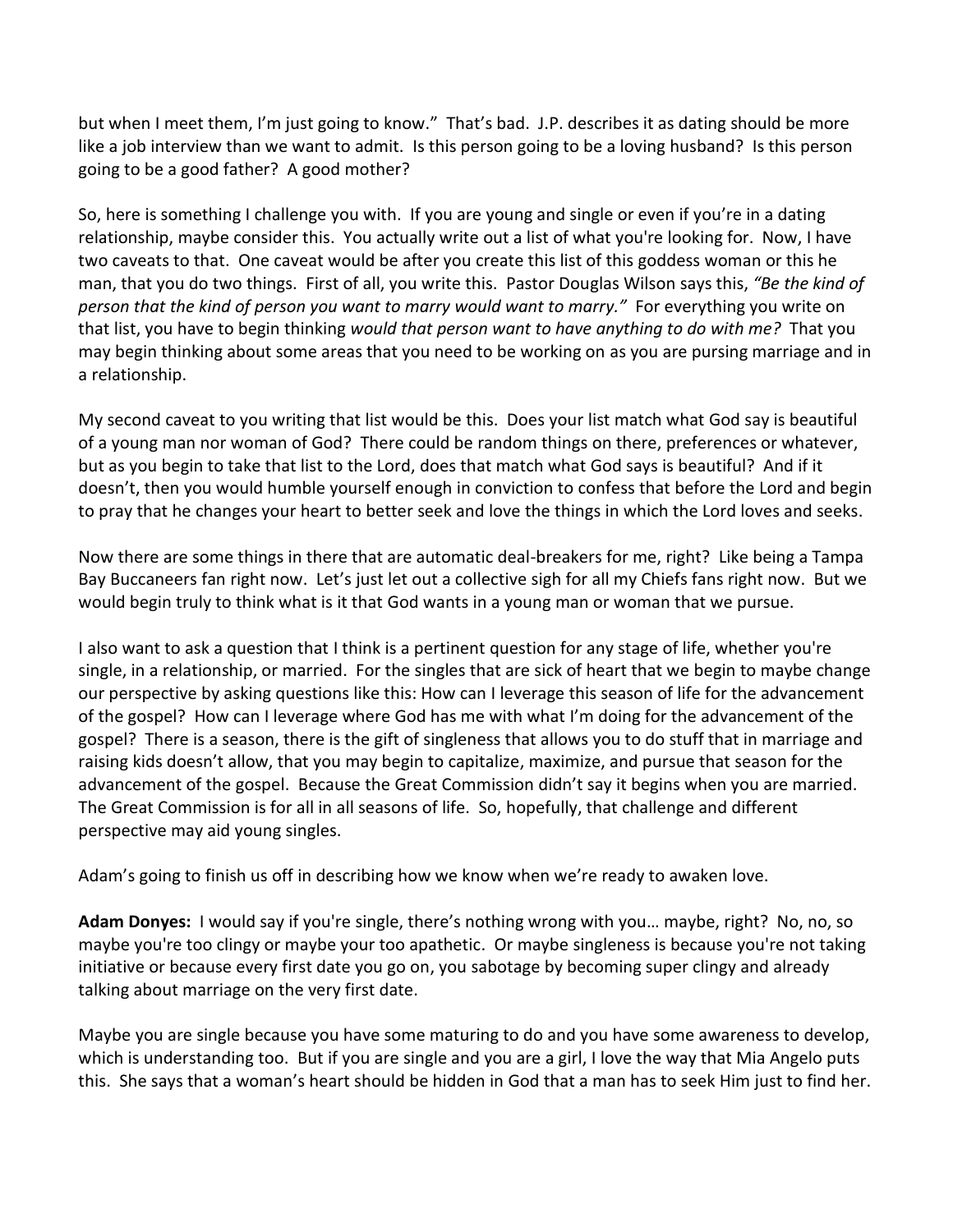but when I meet them, I'm just going to know." That's bad. J.P. describes it as dating should be more like a job interview than we want to admit. Is this person going to be a loving husband? Is this person going to be a good father? A good mother?

So, here is something I challenge you with. If you are young and single or even if you're in a dating relationship, maybe consider this. You actually write out a list of what you're looking for. Now, I have two caveats to that. One caveat would be after you create this list of this goddess woman or this he man, that you do two things. First of all, you write this. Pastor Douglas Wilson says this, *"Be the kind of person that the kind of person you want to marry would want to marry."* For everything you write on that list, you have to begin thinking *would that person want to have anything to do with me?* That you may begin thinking about some areas that you need to be working on as you are pursing marriage and in a relationship.

My second caveat to you writing that list would be this. Does your list match what God say is beautiful of a young man nor woman of God? There could be random things on there, preferences or whatever, but as you begin to take that list to the Lord, does that match what God says is beautiful? And if it doesn't, then you would humble yourself enough in conviction to confess that before the Lord and begin to pray that he changes your heart to better seek and love the things in which the Lord loves and seeks.

Now there are some things in there that are automatic deal-breakers for me, right? Like being a Tampa Bay Buccaneers fan right now. Let's just let out a collective sigh for all my Chiefs fans right now. But we would begin truly to think what is it that God wants in a young man or woman that we pursue.

I also want to ask a question that I think is a pertinent question for any stage of life, whether you're single, in a relationship, or married. For the singles that are sick of heart that we begin to maybe change our perspective by asking questions like this: How can I leverage this season of life for the advancement of the gospel? How can I leverage where God has me with what I'm doing for the advancement of the gospel? There is a season, there is the gift of singleness that allows you to do stuff that in marriage and raising kids doesn't allow, that you may begin to capitalize, maximize, and pursue that season for the advancement of the gospel. Because the Great Commission didn't say it begins when you are married. The Great Commission is for all in all seasons of life. So, hopefully, that challenge and different perspective may aid young singles.

Adam's going to finish us off in describing how we know when we're ready to awaken love.

**Adam Donyes:** I would say if you're single, there's nothing wrong with you… maybe, right? No, no, so maybe you're too clingy or maybe your too apathetic. Or maybe singleness is because you're not taking initiative or because every first date you go on, you sabotage by becoming super clingy and already talking about marriage on the very first date.

Maybe you are single because you have some maturing to do and you have some awareness to develop, which is understanding too. But if you are single and you are a girl, I love the way that Mia Angelo puts this. She says that a woman's heart should be hidden in God that a man has to seek Him just to find her.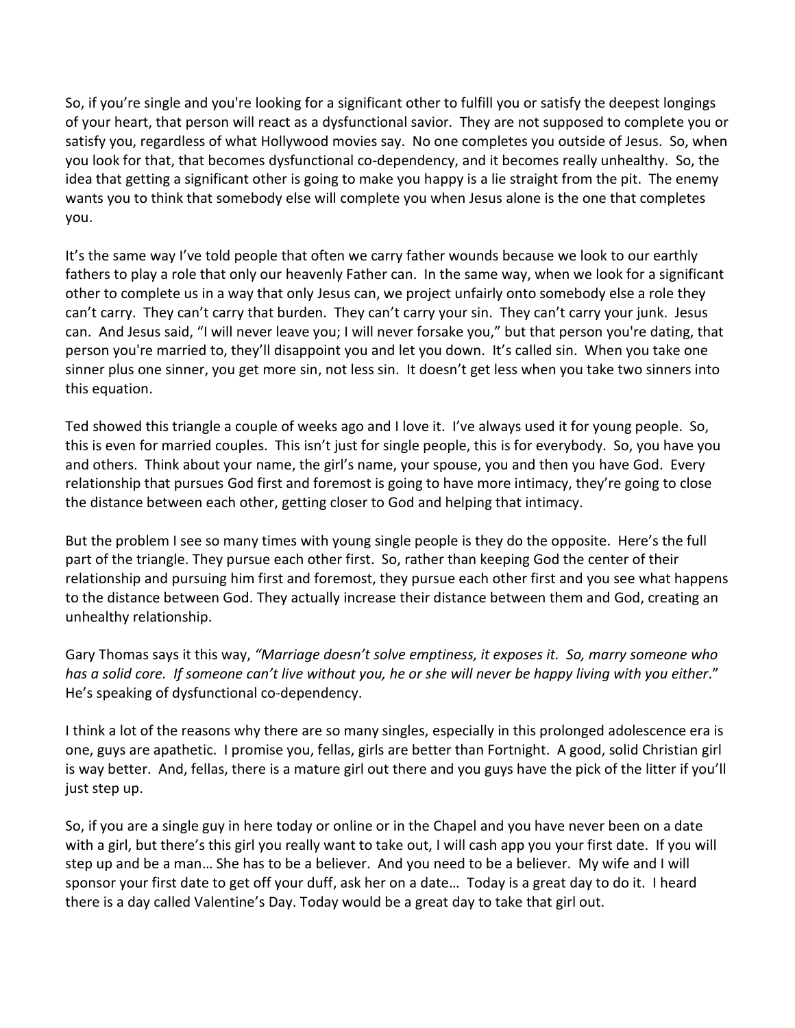So, if you're single and you're looking for a significant other to fulfill you or satisfy the deepest longings of your heart, that person will react as a dysfunctional savior. They are not supposed to complete you or satisfy you, regardless of what Hollywood movies say. No one completes you outside of Jesus. So, when you look for that, that becomes dysfunctional co-dependency, and it becomes really unhealthy. So, the idea that getting a significant other is going to make you happy is a lie straight from the pit. The enemy wants you to think that somebody else will complete you when Jesus alone is the one that completes you.

It's the same way I've told people that often we carry father wounds because we look to our earthly fathers to play a role that only our heavenly Father can. In the same way, when we look for a significant other to complete us in a way that only Jesus can, we project unfairly onto somebody else a role they can't carry. They can't carry that burden. They can't carry your sin. They can't carry your junk. Jesus can. And Jesus said, "I will never leave you; I will never forsake you," but that person you're dating, that person you're married to, they'll disappoint you and let you down. It's called sin. When you take one sinner plus one sinner, you get more sin, not less sin. It doesn't get less when you take two sinners into this equation.

Ted showed this triangle a couple of weeks ago and I love it. I've always used it for young people. So, this is even for married couples. This isn't just for single people, this is for everybody. So, you have you and others. Think about your name, the girl's name, your spouse, you and then you have God. Every relationship that pursues God first and foremost is going to have more intimacy, they're going to close the distance between each other, getting closer to God and helping that intimacy.

But the problem I see so many times with young single people is they do the opposite. Here's the full part of the triangle. They pursue each other first. So, rather than keeping God the center of their relationship and pursuing him first and foremost, they pursue each other first and you see what happens to the distance between God. They actually increase their distance between them and God, creating an unhealthy relationship.

Gary Thomas says it this way, *"Marriage doesn't solve emptiness, it exposes it. So, marry someone who has a solid core. If someone can't live without you, he or she will never be happy living with you either*." He's speaking of dysfunctional co-dependency.

I think a lot of the reasons why there are so many singles, especially in this prolonged adolescence era is one, guys are apathetic. I promise you, fellas, girls are better than Fortnight. A good, solid Christian girl is way better. And, fellas, there is a mature girl out there and you guys have the pick of the litter if you'll just step up.

So, if you are a single guy in here today or online or in the Chapel and you have never been on a date with a girl, but there's this girl you really want to take out, I will cash app you your first date. If you will step up and be a man… She has to be a believer. And you need to be a believer. My wife and I will sponsor your first date to get off your duff, ask her on a date… Today is a great day to do it. I heard there is a day called Valentine's Day. Today would be a great day to take that girl out.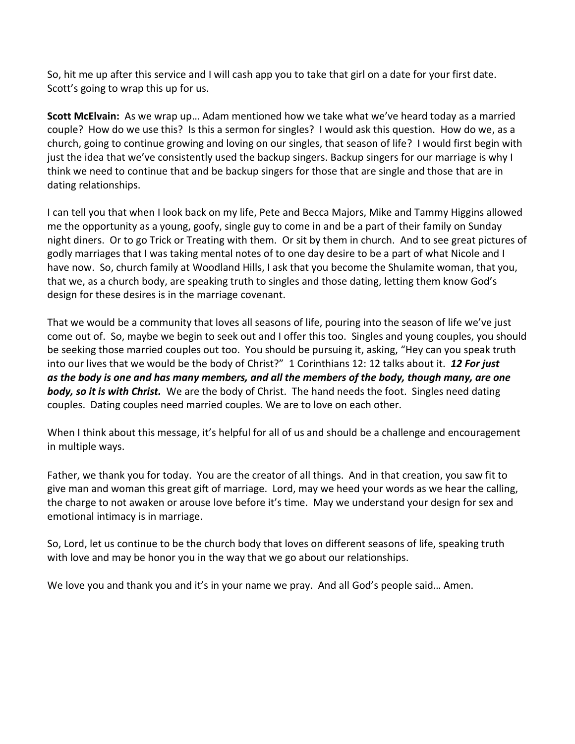So, hit me up after this service and I will cash app you to take that girl on a date for your first date. Scott's going to wrap this up for us.

**Scott McElvain:** As we wrap up… Adam mentioned how we take what we've heard today as a married couple? How do we use this? Is this a sermon for singles? I would ask this question. How do we, as a church, going to continue growing and loving on our singles, that season of life? I would first begin with just the idea that we've consistently used the backup singers. Backup singers for our marriage is why I think we need to continue that and be backup singers for those that are single and those that are in dating relationships.

I can tell you that when I look back on my life, Pete and Becca Majors, Mike and Tammy Higgins allowed me the opportunity as a young, goofy, single guy to come in and be a part of their family on Sunday night diners. Or to go Trick or Treating with them. Or sit by them in church. And to see great pictures of godly marriages that I was taking mental notes of to one day desire to be a part of what Nicole and I have now. So, church family at Woodland Hills, I ask that you become the Shulamite woman, that you, that we, as a church body, are speaking truth to singles and those dating, letting them know God's design for these desires is in the marriage covenant.

That we would be a community that loves all seasons of life, pouring into the season of life we've just come out of. So, maybe we begin to seek out and I offer this too. Singles and young couples, you should be seeking those married couples out too. You should be pursuing it, asking, "Hey can you speak truth into our lives that we would be the body of Christ?" 1 Corinthians 12: 12 talks about it. ***12 For just as the body is one and has many members, and all the members of the body, though many, are one body, so it is with Christ.*** We are the body of Christ. The hand needs the foot. Singles need dating couples. Dating couples need married couples. We are to love on each other.

When I think about this message, it's helpful for all of us and should be a challenge and encouragement in multiple ways.

Father, we thank you for today. You are the creator of all things. And in that creation, you saw fit to give man and woman this great gift of marriage. Lord, may we heed your words as we hear the calling, the charge to not awaken or arouse love before it's time. May we understand your design for sex and emotional intimacy is in marriage.

So, Lord, let us continue to be the church body that loves on different seasons of life, speaking truth with love and may be honor you in the way that we go about our relationships.

We love you and thank you and it's in your name we pray. And all God's people said… Amen.